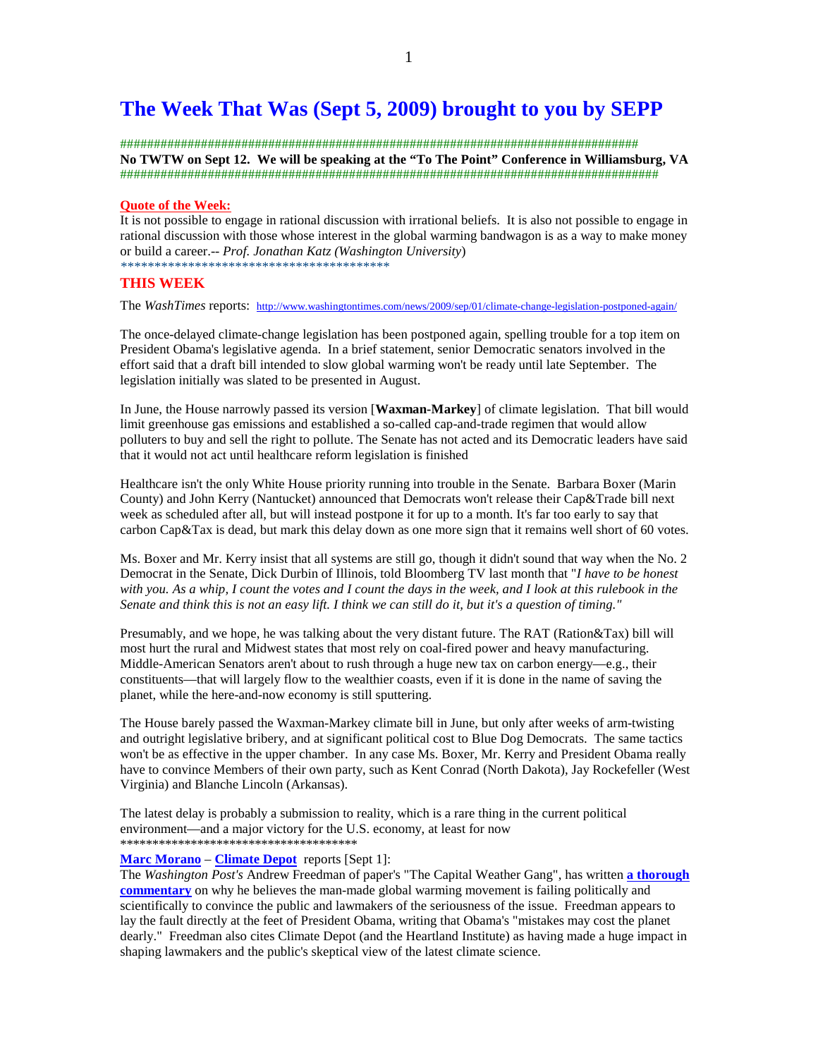# The Week That Was (Sept 5, 2009) brought to you by SEPP

################################################################################

**No TWTW on Sept 12. We will be speaking at the "To The Point" Conference in Williamsburg, VA**

################################################################################

**Quote of the Week:**

It is not possible to engage in rational discussion with irrational beliefs. It is also not possible to engage in rational discussion with those whose interest in the global warming bandwagon is as a way to make money or build a career.-- *Prof. Jonathan Katz (Washington University)*

****************************************

## THIS WEEK

The *WashTimes* reports: http://www.washingtontimes.com/news/2009/sep/01/climate-change-legislation-postponed-again/

The once-delayed climate-change legislation has been postponed again, spelling trouble for a top item on President Obama's legislative agenda. In a brief statement, senior Democratic senators involved in the effort said that a draft bill intended to slow global warming won't be ready until late September. The legislation initially was slated to be presented in August.

In June, the House narrowly passed its version [**Waxman-Markey**] of climate legislation. That bill would limit greenhouse gas emissions and established a so-called cap-and-trade regimen that would allow polluters to buy and sell the right to pollute. The Senate has not acted and its Democratic leaders have said that it would not act until healthcare reform legislation is finished

Healthcare isn't the only White House priority running into trouble in the Senate. Barbara Boxer (Marin County) and John Kerry (Nantucket) announced that Democrats won't release their Cap&Trade bill next week as scheduled after all, but will instead postpone it for up to a month. It's far too early to say that carbon Cap&Tax is dead, but mark this delay down as one more sign that it remains well short of 60 votes.

Ms. Boxer and Mr. Kerry insist that all systems are still go, though it didn't sound that way when the No. 2 Democrat in the Senate, Dick Durbin of Illinois, told Bloomberg TV last month that "*I have to be honest with you. As a whip, I count the votes and I count the days in the week, and I look at this rulebook in the Senate and think this is not an easy lift. I think we can still do it, but it's a question of timing."*

Presumably, and we hope, he was talking about the very distant future. The RAT (Ration&Tax) bill will most hurt the rural and Midwest states that most rely on coal-fired power and heavy manufacturing. Middle-American Senators aren't about to rush through a huge new tax on carbon energy—e.g., their constituents—that will largely flow to the wealthier coasts, even if it is done in the name of saving the planet, while the here-and-now economy is still sputtering.

The House barely passed the Waxman-Markey climate bill in June, but only after weeks of arm-twisting and outright legislative bribery, and at significant political cost to Blue Dog Democrats. The same tactics won't be as effective in the upper chamber. In any case Ms. Boxer, Mr. Kerry and President Obama really have to convince Members of their own party, such as Kent Conrad (North Dakota), Jay Rockefeller (West Virginia) and Blanche Lincoln (Arkansas).

The latest delay is probably a submission to reality, which is a rare thing in the current political environment—and a major victory for the U.S. economy, at least for now

**************************************

**Marc Morano** – **Climate Depot** reports [Sept 1]:

The *Washington Post's* Andrew Freedman of paper's "The Capital Weather Gang", has written **a thorough commentary** on why he believes the man-made global warming movement is failing politically and scientifically to convince the public and lawmakers of the seriousness of the issue. Freedman appears to lay the fault directly at the feet of President Obama, writing that Obama's "mistakes may cost the planet dearly." Freedman also cites Climate Depot (and the Heartland Institute) as having made a huge impact in shaping lawmakers and the public's skeptical view of the latest climate science.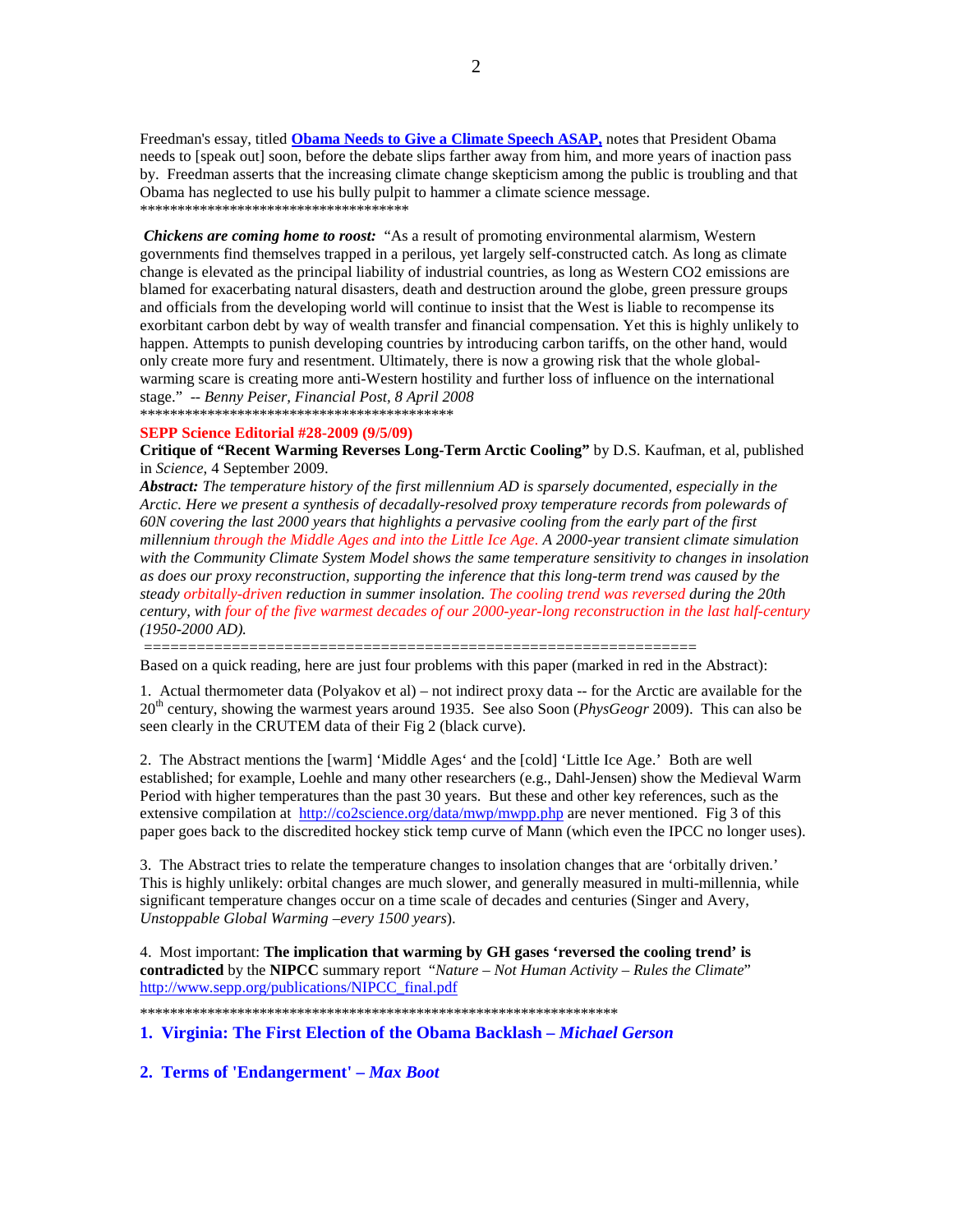Freedman's essay, titled **Obama Needs to Give a Climate Speech ASAP,** notes that President Obama needs to [speak out] soon, before the debate slips farther away from him, and more years of inaction pass by. Freedman asserts that the increasing climate change skepticism among the public is troubling and that Obama has neglected to use his bully pulpit to hammer a climate science message.
************************************

***Chickens are coming home to roost:*** "As a result of promoting environmental alarmism, Western governments find themselves trapped in a perilous, yet largely self-constructed catch. As long as climate change is elevated as the principal liability of industrial countries, as long as Western CO2 emissions are blamed for exacerbating natural disasters, death and destruction around the globe, green pressure groups and officials from the developing world will continue to insist that the West is liable to recompense its exorbitant carbon debt by way of wealth transfer and financial compensation. Yet this is highly unlikely to happen. Attempts to punish developing countries by introducing carbon tariffs, on the other hand, would only create more fury and resentment. Ultimately, there is now a growing risk that the whole global-warming scare is creating more anti-Western hostility and further loss of influence on the international stage." -- *Benny Peiser, Financial Post, 8 April 2008*
******************************************

**SEPP Science Editorial #28-2009 (9/5/09)**

**Critique of "Recent Warming Reverses Long-Term Arctic Cooling"** by D.S. Kaufman, et al, published in *Science*, 4 September 2009.

***Abstract:*** *The temperature history of the first millennium AD is sparsely documented, especially in the Arctic. Here we present a synthesis of decadally-resolved proxy temperature records from polewards of 60N covering the last 2000 years that highlights a pervasive cooling from the early part of the first millennium through the Middle Ages and into the Little Ice Age. A 2000-year transient climate simulation with the Community Climate System Model shows the same temperature sensitivity to changes in insolation as does our proxy reconstruction, supporting the inference that this long-term trend was caused by the steady orbitally-driven reduction in summer insolation. The cooling trend was reversed during the 20th century, with four of the five warmest decades of our 2000-year-long reconstruction in the last half-century (1950-2000 AD).*

==============================================================

Based on a quick reading, here are just four problems with this paper (marked in red in the Abstract):

1. Actual thermometer data (Polyakov et al) – not indirect proxy data -- for the Arctic are available for the 20th century, showing the warmest years around 1935. See also Soon (*PhysGeogr* 2009). This can also be seen clearly in the CRUTEM data of their Fig 2 (black curve).

2. The Abstract mentions the [warm] 'Middle Ages' and the [cold] 'Little Ice Age.' Both are well established; for example, Loehle and many other researchers (e.g., Dahl-Jensen) show the Medieval Warm Period with higher temperatures than the past 30 years. But these and other key references, such as the extensive compilation at http://co2science.org/data/mwp/mwpp.php are never mentioned. Fig 3 of this paper goes back to the discredited hockey stick temp curve of Mann (which even the IPCC no longer uses).

3. The Abstract tries to relate the temperature changes to insolation changes that are 'orbitally driven.' This is highly unlikely: orbital changes are much slower, and generally measured in multi-millennia, while significant temperature changes occur on a time scale of decades and centuries (Singer and Avery, *Unstoppable Global Warming –every 1500 years*).

4. Most important: **The implication that warming by GH gases 'reversed the cooling trend' is contradicted** by the **NIPCC** summary report "*Nature – Not Human Activity – Rules the Climate*" http://www.sepp.org/publications/NIPCC_final.pdf

*****************************************************************

**1. Virginia: The First Election of the Obama Backlash – *Michael Gerson***

**2. Terms of 'Endangerment' – *Max Boot***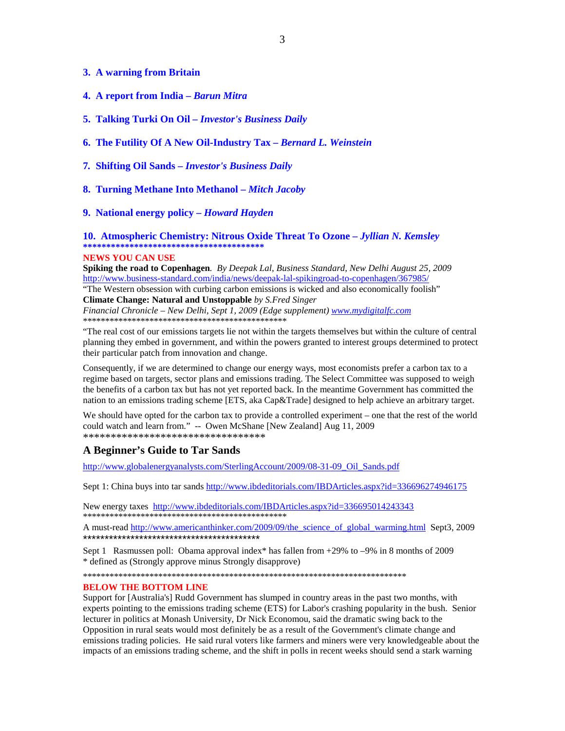**3. A warning from Britain**

**4. A report from India – *Barun Mitra***

**5. Talking Turki On Oil – *Investor's Business Daily***

**6. The Futility Of A New Oil-Industry Tax – *Bernard L. Weinstein***

**7. Shifting Oil Sands – *Investor's Business Daily***

**8. Turning Methane Into Methanol – *Mitch Jacoby***

**9. National energy policy – *Howard Hayden***

**10. Atmospheric Chemistry: Nitrous Oxide Threat To Ozone – *Jyllian N. Kemsley***
****************************************

**NEWS YOU CAN USE**

**Spiking the road to Copenhagen**. *By Deepak Lal, Business Standard, New Delhi August 25, 2009*
http://www.business-standard.com/india/news/deepak-lal-spikingroad-to-copenhagen/367985/
"The Western obsession with curbing carbon emissions is wicked and also economically foolish"

**Climate Change: Natural and Unstoppable** *by S.Fred Singer*
*Financial Chronicle – New Delhi, Sept 1, 2009 (Edge supplement)* www.mydigitalfc.com
*******************************************************

"The real cost of our emissions targets lie not within the targets themselves but within the culture of central planning they embed in government, and within the powers granted to interest groups determined to protect their particular patch from innovation and change.

Consequently, if we are determined to change our energy ways, most economists prefer a carbon tax to a regime based on targets, sector plans and emissions trading. The Select Committee was supposed to weigh the benefits of a carbon tax but has not yet reported back. In the meantime Government has committed the nation to an emissions trading scheme [ETS, aka Cap&Trade] designed to help achieve an arbitrary target.

We should have opted for the carbon tax to provide a controlled experiment – one that the rest of the world could watch and learn from." -- Owen McShane [New Zealand] Aug 11, 2009
**********************************

## A Beginner's Guide to Tar Sands

http://www.globalenergyanalysts.com/SterlingAccount/2009/08-31-09_Oil_Sands.pdf

Sept 1: China buys into tar sands http://www.ibdeditorials.com/IBDArticles.aspx?id=336696274946175

New energy taxes http://www.ibdeditorials.com/IBDArticles.aspx?id=336695014243343
*******************************************************

A must-read http://www.americanthinker.com/2009/09/the_science_of_global_warming.html Sept3, 2009
******************************************

Sept 1 Rasmussen poll: Obama approval index* has fallen from +29% to –9% in 8 months of 2009
* defined as (Strongly approve minus Strongly disapprove)

*******************************************************************************

**BELOW THE BOTTOM LINE**

Support for [Australia's] Rudd Government has slumped in country areas in the past two months, with experts pointing to the emissions trading scheme (ETS) for Labor's crashing popularity in the bush. Senior lecturer in politics at Monash University, Dr Nick Economou, said the dramatic swing back to the Opposition in rural seats would most definitely be as a result of the Government's climate change and emissions trading policies. He said rural voters like farmers and miners were very knowledgeable about the impacts of an emissions trading scheme, and the shift in polls in recent weeks should send a stark warning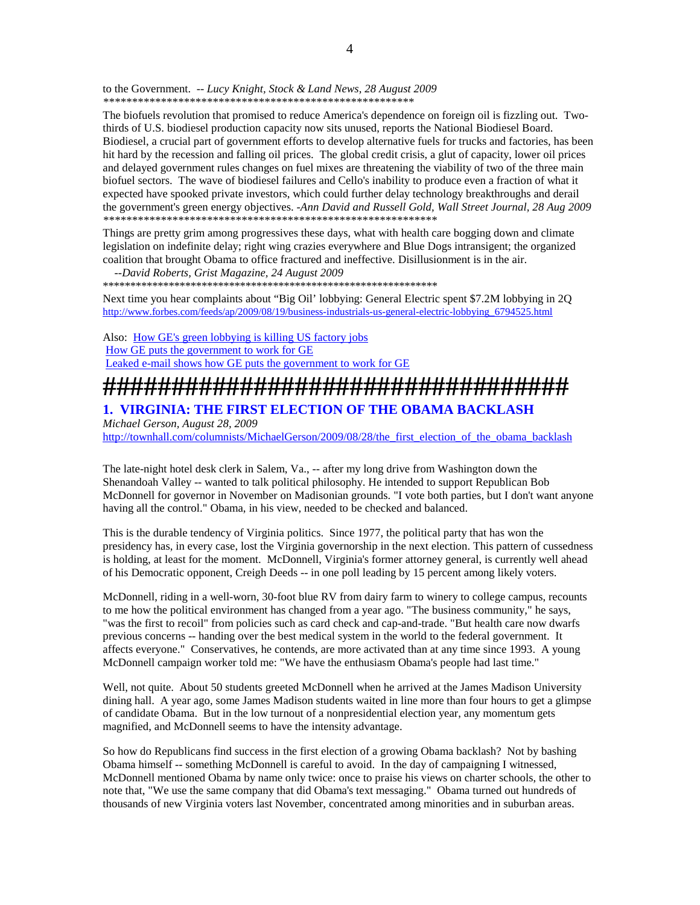to the Government. -- *Lucy Knight, Stock & Land News, 28 August 2009*
*****************************************************

The biofuels revolution that promised to reduce America's dependence on foreign oil is fizzling out. Two-thirds of U.S. biodiesel production capacity now sits unused, reports the National Biodiesel Board. Biodiesel, a crucial part of government efforts to develop alternative fuels for trucks and factories, has been hit hard by the recession and falling oil prices. The global credit crisis, a glut of capacity, lower oil prices and delayed government rules changes on fuel mixes are threatening the viability of two of the three main biofuel sectors. The wave of biodiesel failures and Cello's inability to produce even a fraction of what it expected have spooked private investors, which could further delay technology breakthroughs and derail the government's green energy objectives. -*Ann David and Russell Gold, Wall Street Journal, 28 Aug 2009*
************************************************************

Things are pretty grim among progressives these days, what with health care bogging down and climate legislation on indefinite delay; right wing crazies everywhere and Blue Dogs intransigent; the organized coalition that brought Obama to office fractured and ineffective. Disillusionment is in the air.
--*David Roberts, Grist Magazine, 24 August 2009*
************************************************************

Next time you hear complaints about "Big Oil' lobbying: General Electric spent $7.2M lobbying in 2Q
http://www.forbes.com/feeds/ap/2009/08/19/business-industrials-us-general-electric-lobbying_6794525.html

Also: How GE's green lobbying is killing US factory jobs
How GE puts the government to work for GE
Leaked e-mail shows how GE puts the government to work for GE

####################################

## 1. VIRGINIA: THE FIRST ELECTION OF THE OBAMA BACKLASH

*Michael Gerson, August 28, 2009*
http://townhall.com/columnists/MichaelGerson/2009/08/28/the_first_election_of_the_obama_backlash

The late-night hotel desk clerk in Salem, Va., -- after my long drive from Washington down the Shenandoah Valley -- wanted to talk political philosophy. He intended to support Republican Bob McDonnell for governor in November on Madisonian grounds. "I vote both parties, but I don't want anyone having all the control." Obama, in his view, needed to be checked and balanced.

This is the durable tendency of Virginia politics. Since 1977, the political party that has won the presidency has, in every case, lost the Virginia governorship in the next election. This pattern of cussedness is holding, at least for the moment. McDonnell, Virginia's former attorney general, is currently well ahead of his Democratic opponent, Creigh Deeds -- in one poll leading by 15 percent among likely voters.

McDonnell, riding in a well-worn, 30-foot blue RV from dairy farm to winery to college campus, recounts to me how the political environment has changed from a year ago. "The business community," he says, "was the first to recoil" from policies such as card check and cap-and-trade. "But health care now dwarfs previous concerns -- handing over the best medical system in the world to the federal government. It affects everyone." Conservatives, he contends, are more activated than at any time since 1993. A young McDonnell campaign worker told me: "We have the enthusiasm Obama's people had last time."

Well, not quite. About 50 students greeted McDonnell when he arrived at the James Madison University dining hall. A year ago, some James Madison students waited in line more than four hours to get a glimpse of candidate Obama. But in the low turnout of a nonpresidential election year, any momentum gets magnified, and McDonnell seems to have the intensity advantage.

So how do Republicans find success in the first election of a growing Obama backlash? Not by bashing Obama himself -- something McDonnell is careful to avoid. In the day of campaigning I witnessed, McDonnell mentioned Obama by name only twice: once to praise his views on charter schools, the other to note that, "We use the same company that did Obama's text messaging." Obama turned out hundreds of thousands of new Virginia voters last November, concentrated among minorities and in suburban areas.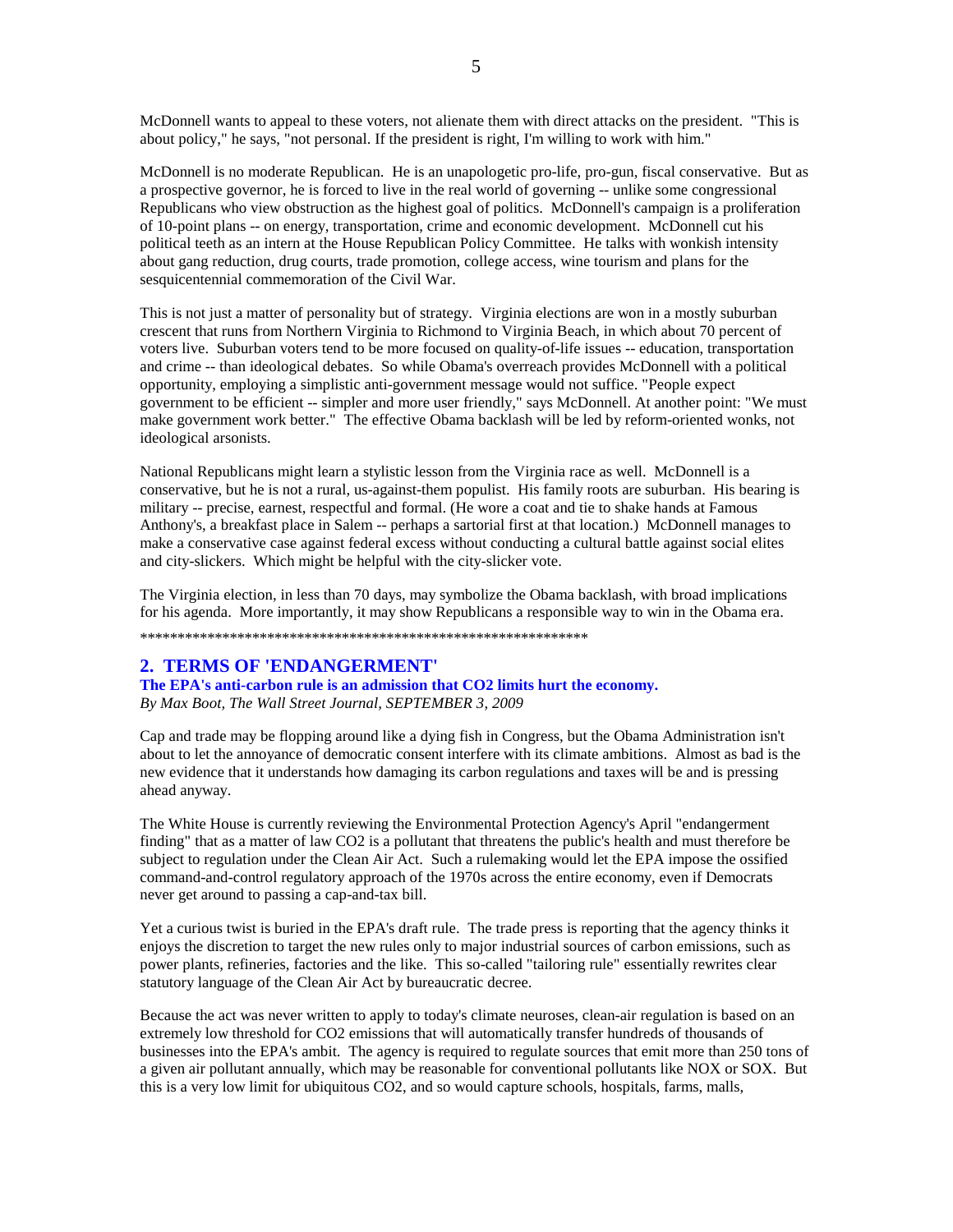McDonnell wants to appeal to these voters, not alienate them with direct attacks on the president. "This is about policy," he says, "not personal. If the president is right, I'm willing to work with him."

McDonnell is no moderate Republican. He is an unapologetic pro-life, pro-gun, fiscal conservative. But as a prospective governor, he is forced to live in the real world of governing -- unlike some congressional Republicans who view obstruction as the highest goal of politics. McDonnell's campaign is a proliferation of 10-point plans -- on energy, transportation, crime and economic development. McDonnell cut his political teeth as an intern at the House Republican Policy Committee. He talks with wonkish intensity about gang reduction, drug courts, trade promotion, college access, wine tourism and plans for the sesquicentennial commemoration of the Civil War.

This is not just a matter of personality but of strategy. Virginia elections are won in a mostly suburban crescent that runs from Northern Virginia to Richmond to Virginia Beach, in which about 70 percent of voters live. Suburban voters tend to be more focused on quality-of-life issues -- education, transportation and crime -- than ideological debates. So while Obama's overreach provides McDonnell with a political opportunity, employing a simplistic anti-government message would not suffice. "People expect government to be efficient -- simpler and more user friendly," says McDonnell. At another point: "We must make government work better." The effective Obama backlash will be led by reform-oriented wonks, not ideological arsonists.

National Republicans might learn a stylistic lesson from the Virginia race as well. McDonnell is a conservative, but he is not a rural, us-against-them populist. His family roots are suburban. His bearing is military -- precise, earnest, respectful and formal. (He wore a coat and tie to shake hands at Famous Anthony's, a breakfast place in Salem -- perhaps a sartorial first at that location.) McDonnell manages to make a conservative case against federal excess without conducting a cultural battle against social elites and city-slickers. Which might be helpful with the city-slicker vote.

The Virginia election, in less than 70 days, may symbolize the Obama backlash, with broad implications for his agenda. More importantly, it may show Republicans a responsible way to win in the Obama era.

**************************************************************

## 2. TERMS OF 'ENDANGERMENT'

**The EPA's anti-carbon rule is an admission that CO2 limits hurt the economy.**

*By Max Boot, The Wall Street Journal, SEPTEMBER 3, 2009*

Cap and trade may be flopping around like a dying fish in Congress, but the Obama Administration isn't about to let the annoyance of democratic consent interfere with its climate ambitions. Almost as bad is the new evidence that it understands how damaging its carbon regulations and taxes will be and is pressing ahead anyway.

The White House is currently reviewing the Environmental Protection Agency's April "endangerment finding" that as a matter of law CO2 is a pollutant that threatens the public's health and must therefore be subject to regulation under the Clean Air Act. Such a rulemaking would let the EPA impose the ossified command-and-control regulatory approach of the 1970s across the entire economy, even if Democrats never get around to passing a cap-and-tax bill.

Yet a curious twist is buried in the EPA's draft rule. The trade press is reporting that the agency thinks it enjoys the discretion to target the new rules only to major industrial sources of carbon emissions, such as power plants, refineries, factories and the like. This so-called "tailoring rule" essentially rewrites clear statutory language of the Clean Air Act by bureaucratic decree.

Because the act was never written to apply to today's climate neuroses, clean-air regulation is based on an extremely low threshold for CO2 emissions that will automatically transfer hundreds of thousands of businesses into the EPA's ambit. The agency is required to regulate sources that emit more than 250 tons of a given air pollutant annually, which may be reasonable for conventional pollutants like NOX or SOX. But this is a very low limit for ubiquitous CO2, and so would capture schools, hospitals, farms, malls,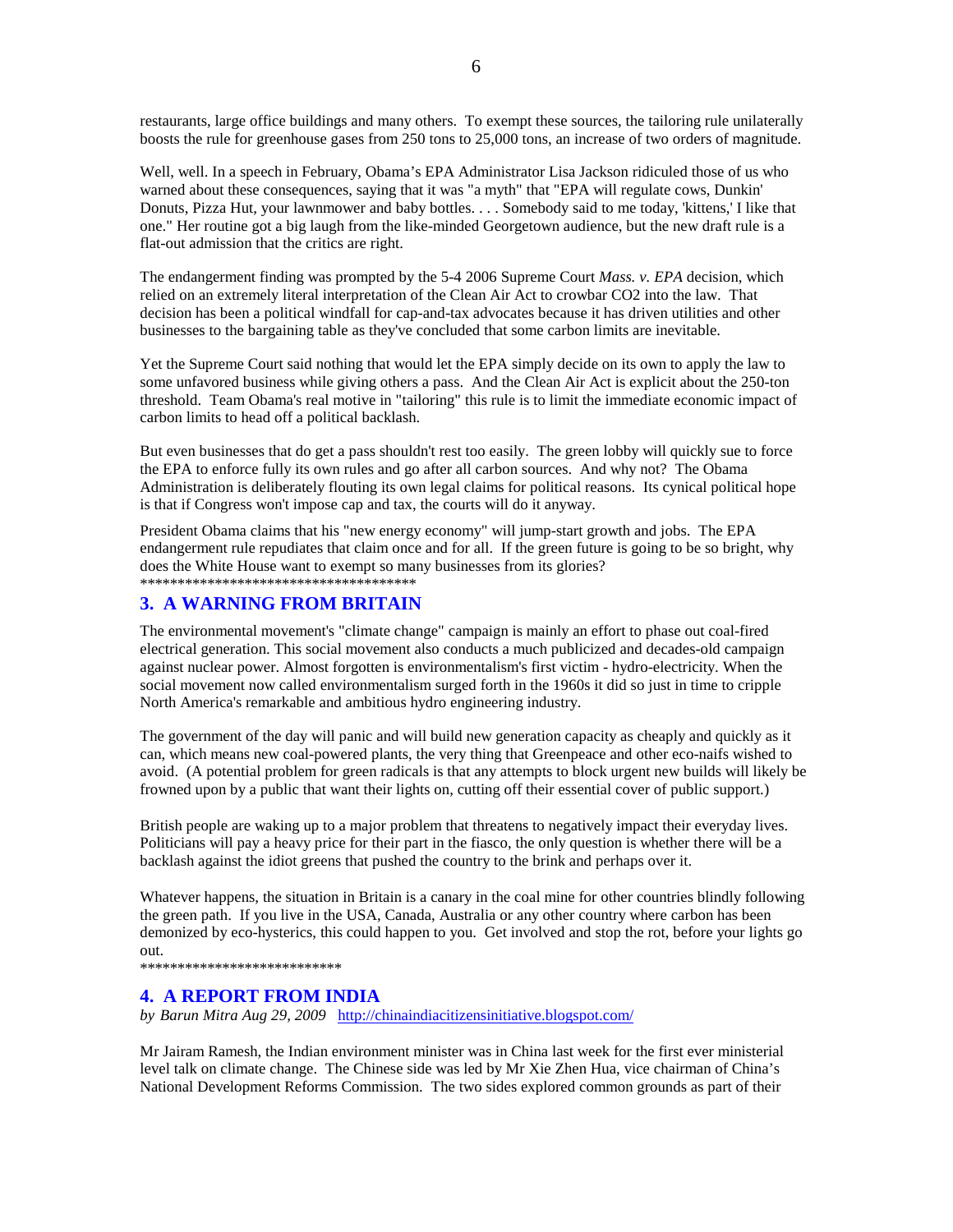restaurants, large office buildings and many others. To exempt these sources, the tailoring rule unilaterally boosts the rule for greenhouse gases from 250 tons to 25,000 tons, an increase of two orders of magnitude.

Well, well. In a speech in February, Obama's EPA Administrator Lisa Jackson ridiculed those of us who warned about these consequences, saying that it was "a myth" that "EPA will regulate cows, Dunkin' Donuts, Pizza Hut, your lawnmower and baby bottles. . . . Somebody said to me today, 'kittens,' I like that one." Her routine got a big laugh from the like-minded Georgetown audience, but the new draft rule is a flat-out admission that the critics are right.

The endangerment finding was prompted by the 5-4 2006 Supreme Court *Mass. v. EPA* decision, which relied on an extremely literal interpretation of the Clean Air Act to crowbar $CO_2$ into the law. That decision has been a political windfall for cap-and-tax advocates because it has driven utilities and other businesses to the bargaining table as they've concluded that some carbon limits are inevitable.

Yet the Supreme Court said nothing that would let the EPA simply decide on its own to apply the law to some unfavored business while giving others a pass. And the Clean Air Act is explicit about the 250-ton threshold. Team Obama's real motive in "tailoring" this rule is to limit the immediate economic impact of carbon limits to head off a political backlash.

But even businesses that do get a pass shouldn't rest too easily. The green lobby will quickly sue to force the EPA to enforce fully its own rules and go after all carbon sources. And why not? The Obama Administration is deliberately flouting its own legal claims for political reasons. Its cynical political hope is that if Congress won't impose cap and tax, the courts will do it anyway.

President Obama claims that his "new energy economy" will jump-start growth and jobs. The EPA endangerment rule repudiates that claim once and for all. If the green future is going to be so bright, why does the White House want to exempt so many businesses from its glories?
\*\*\*\*\*\*\*\*\*\*\*\*\*\*\*\*\*\*\*\*\*\*\*\*\*\*\*\*\*\*\*\*\*\*\*\*\*\*

## 3. A WARNING FROM BRITAIN

The environmental movement's "climate change" campaign is mainly an effort to phase out coal-fired electrical generation. This social movement also conducts a much publicized and decades-old campaign against nuclear power. Almost forgotten is environmentalism's first victim - hydro-electricity. When the social movement now called environmentalism surged forth in the 1960s it did so just in time to cripple North America's remarkable and ambitious hydro engineering industry.

The government of the day will panic and will build new generation capacity as cheaply and quickly as it can, which means new coal-powered plants, the very thing that Greenpeace and other eco-naifs wished to avoid. (A potential problem for green radicals is that any attempts to block urgent new builds will likely be frowned upon by a public that want their lights on, cutting off their essential cover of public support.)

British people are waking up to a major problem that threatens to negatively impact their everyday lives. Politicians will pay a heavy price for their part in the fiasco, the only question is whether there will be a backlash against the idiot greens that pushed the country to the brink and perhaps over it.

Whatever happens, the situation in Britain is a canary in the coal mine for other countries blindly following the green path. If you live in the USA, Canada, Australia or any other country where carbon has been demonized by eco-hysterics, this could happen to you. Get involved and stop the rot, before your lights go out.
\*\*\*\*\*\*\*\*\*\*\*\*\*\*\*\*\*\*\*\*\*\*\*\*\*\*\*\*

## 4. A REPORT FROM INDIA

*by Barun Mitra Aug 29, 2009* http://chinaindiacitizensinitiative.blogspot.com/

Mr Jairam Ramesh, the Indian environment minister was in China last week for the first ever ministerial level talk on climate change. The Chinese side was led by Mr Xie Zhen Hua, vice chairman of China's National Development Reforms Commission. The two sides explored common grounds as part of their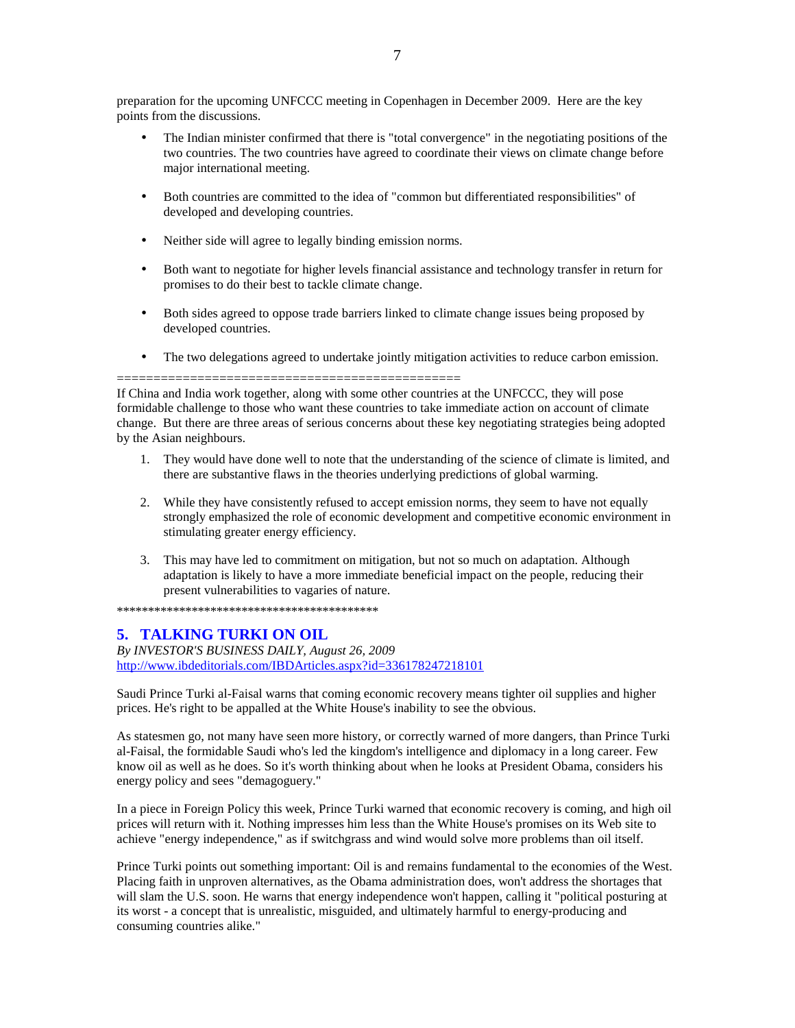preparation for the upcoming UNFCCC meeting in Copenhagen in December 2009. Here are the key points from the discussions.

- The Indian minister confirmed that there is "total convergence" in the negotiating positions of the two countries. The two countries have agreed to coordinate their views on climate change before major international meeting.
- Both countries are committed to the idea of "common but differentiated responsibilities" of developed and developing countries.
- Neither side will agree to legally binding emission norms.
- Both want to negotiate for higher levels financial assistance and technology transfer in return for promises to do their best to tackle climate change.
- Both sides agreed to oppose trade barriers linked to climate change issues being proposed by developed countries.
- The two delegations agreed to undertake jointly mitigation activities to reduce carbon emission.

==============================================

If China and India work together, along with some other countries at the UNFCCC, they will pose formidable challenge to those who want these countries to take immediate action on account of climate change. But there are three areas of serious concerns about these key negotiating strategies being adopted by the Asian neighbours.

1. They would have done well to note that the understanding of the science of climate is limited, and there are substantive flaws in the theories underlying predictions of global warming.
2. While they have consistently refused to accept emission norms, they seem to have not equally strongly emphasized the role of economic development and competitive economic environment in stimulating greater energy efficiency.
3. This may have led to commitment on mitigation, but not so much on adaptation. Although adaptation is likely to have a more immediate beneficial impact on the people, reducing their present vulnerabilities to vagaries of nature.

*******************************************

## 5. TALKING TURKI ON OIL

*By INVESTOR'S BUSINESS DAILY, August 26, 2009*
http://www.ibdeditorials.com/IBDArticles.aspx?id=336178247218101

Saudi Prince Turki al-Faisal warns that coming economic recovery means tighter oil supplies and higher prices. He's right to be appalled at the White House's inability to see the obvious.

As statesmen go, not many have seen more history, or correctly warned of more dangers, than Prince Turki al-Faisal, the formidable Saudi who's led the kingdom's intelligence and diplomacy in a long career. Few know oil as well as he does. So it's worth thinking about when he looks at President Obama, considers his energy policy and sees "demagoguery."

In a piece in Foreign Policy this week, Prince Turki warned that economic recovery is coming, and high oil prices will return with it. Nothing impresses him less than the White House's promises on its Web site to achieve "energy independence," as if switchgrass and wind would solve more problems than oil itself.

Prince Turki points out something important: Oil is and remains fundamental to the economies of the West. Placing faith in unproven alternatives, as the Obama administration does, won't address the shortages that will slam the U.S. soon. He warns that energy independence won't happen, calling it "political posturing at its worst - a concept that is unrealistic, misguided, and ultimately harmful to energy-producing and consuming countries alike."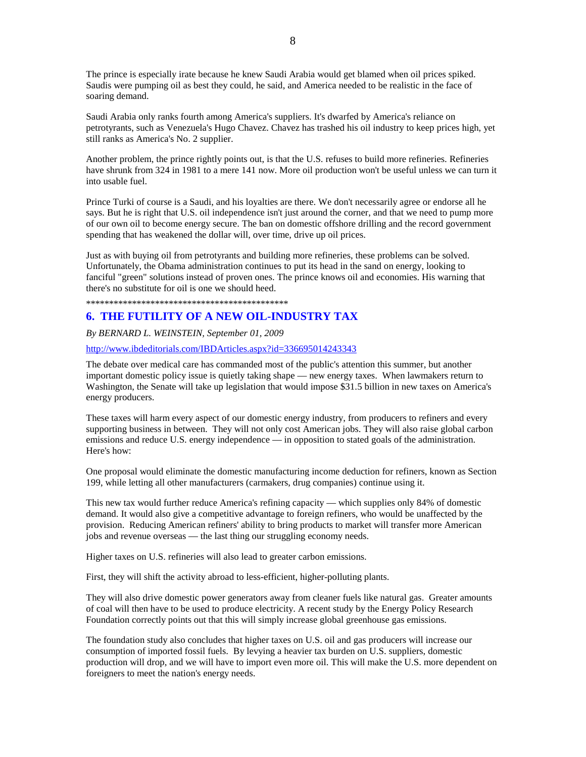The prince is especially irate because he knew Saudi Arabia would get blamed when oil prices spiked. Saudis were pumping oil as best they could, he said, and America needed to be realistic in the face of soaring demand.

Saudi Arabia only ranks fourth among America's suppliers. It's dwarfed by America's reliance on petrotyrants, such as Venezuela's Hugo Chavez. Chavez has trashed his oil industry to keep prices high, yet still ranks as America's No. 2 supplier.

Another problem, the prince rightly points out, is that the U.S. refuses to build more refineries. Refineries have shrunk from 324 in 1981 to a mere 141 now. More oil production won't be useful unless we can turn it into usable fuel.

Prince Turki of course is a Saudi, and his loyalties are there. We don't necessarily agree or endorse all he says. But he is right that U.S. oil independence isn't just around the corner, and that we need to pump more of our own oil to become energy secure. The ban on domestic offshore drilling and the record government spending that has weakened the dollar will, over time, drive up oil prices.

Just as with buying oil from petrotyrants and building more refineries, these problems can be solved. Unfortunately, the Obama administration continues to put its head in the sand on energy, looking to fanciful "green" solutions instead of proven ones. The prince knows oil and economies. His warning that there's no substitute for oil is one we should heed.

*********************************************

## 6. THE FUTILITY OF A NEW OIL-INDUSTRY TAX

*By BERNARD L. WEINSTEIN, September 01, 2009*

http://www.ibdeditorials.com/IBDArticles.aspx?id=336695014243343

The debate over medical care has commanded most of the public's attention this summer, but another important domestic policy issue is quietly taking shape — new energy taxes. When lawmakers return to Washington, the Senate will take up legislation that would impose $31.5 billion in new taxes on America's energy producers.

These taxes will harm every aspect of our domestic energy industry, from producers to refiners and every supporting business in between. They will not only cost American jobs. They will also raise global carbon emissions and reduce U.S. energy independence — in opposition to stated goals of the administration. Here's how:

One proposal would eliminate the domestic manufacturing income deduction for refiners, known as Section 199, while letting all other manufacturers (carmakers, drug companies) continue using it.

This new tax would further reduce America's refining capacity — which supplies only 84% of domestic demand. It would also give a competitive advantage to foreign refiners, who would be unaffected by the provision. Reducing American refiners' ability to bring products to market will transfer more American jobs and revenue overseas — the last thing our struggling economy needs.

Higher taxes on U.S. refineries will also lead to greater carbon emissions.

First, they will shift the activity abroad to less-efficient, higher-polluting plants.

They will also drive domestic power generators away from cleaner fuels like natural gas. Greater amounts of coal will then have to be used to produce electricity. A recent study by the Energy Policy Research Foundation correctly points out that this will simply increase global greenhouse gas emissions.

The foundation study also concludes that higher taxes on U.S. oil and gas producers will increase our consumption of imported fossil fuels. By levying a heavier tax burden on U.S. suppliers, domestic production will drop, and we will have to import even more oil. This will make the U.S. more dependent on foreigners to meet the nation's energy needs.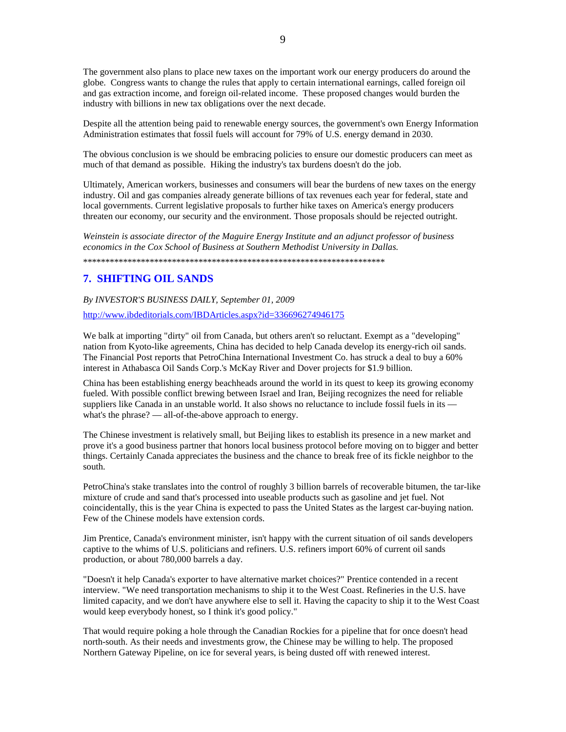The government also plans to place new taxes on the important work our energy producers do around the globe. Congress wants to change the rules that apply to certain international earnings, called foreign oil and gas extraction income, and foreign oil-related income. These proposed changes would burden the industry with billions in new tax obligations over the next decade.

Despite all the attention being paid to renewable energy sources, the government's own Energy Information Administration estimates that fossil fuels will account for 79% of U.S. energy demand in 2030.

The obvious conclusion is we should be embracing policies to ensure our domestic producers can meet as much of that demand as possible. Hiking the industry's tax burdens doesn't do the job.

Ultimately, American workers, businesses and consumers will bear the burdens of new taxes on the energy industry. Oil and gas companies already generate billions of tax revenues each year for federal, state and local governments. Current legislative proposals to further hike taxes on America's energy producers threaten our economy, our security and the environment. Those proposals should be rejected outright.

*Weinstein is associate director of the Maguire Energy Institute and an adjunct professor of business economics in the Cox School of Business at Southern Methodist University in Dallas.*

**********************************************************************

## 7. SHIFTING OIL SANDS

*By INVESTOR'S BUSINESS DAILY, September 01, 2009*

http://www.ibdeditorials.com/IBDArticles.aspx?id=336696274946175

We balk at importing "dirty" oil from Canada, but others aren't so reluctant. Exempt as a "developing" nation from Kyoto-like agreements, China has decided to help Canada develop its energy-rich oil sands. The Financial Post reports that PetroChina International Investment Co. has struck a deal to buy a 60% interest in Athabasca Oil Sands Corp.'s McKay River and Dover projects for $1.9 billion.

China has been establishing energy beachheads around the world in its quest to keep its growing economy fueled. With possible conflict brewing between Israel and Iran, Beijing recognizes the need for reliable suppliers like Canada in an unstable world. It also shows no reluctance to include fossil fuels in its — what's the phrase? — all-of-the-above approach to energy.

The Chinese investment is relatively small, but Beijing likes to establish its presence in a new market and prove it's a good business partner that honors local business protocol before moving on to bigger and better things. Certainly Canada appreciates the business and the chance to break free of its fickle neighbor to the south.

PetroChina's stake translates into the control of roughly 3 billion barrels of recoverable bitumen, the tar-like mixture of crude and sand that's processed into useable products such as gasoline and jet fuel. Not coincidentally, this is the year China is expected to pass the United States as the largest car-buying nation. Few of the Chinese models have extension cords.

Jim Prentice, Canada's environment minister, isn't happy with the current situation of oil sands developers captive to the whims of U.S. politicians and refiners. U.S. refiners import 60% of current oil sands production, or about 780,000 barrels a day.

"Doesn't it help Canada's exporter to have alternative market choices?" Prentice contended in a recent interview. "We need transportation mechanisms to ship it to the West Coast. Refineries in the U.S. have limited capacity, and we don't have anywhere else to sell it. Having the capacity to ship it to the West Coast would keep everybody honest, so I think it's good policy."

That would require poking a hole through the Canadian Rockies for a pipeline that for once doesn't head north-south. As their needs and investments grow, the Chinese may be willing to help. The proposed Northern Gateway Pipeline, on ice for several years, is being dusted off with renewed interest.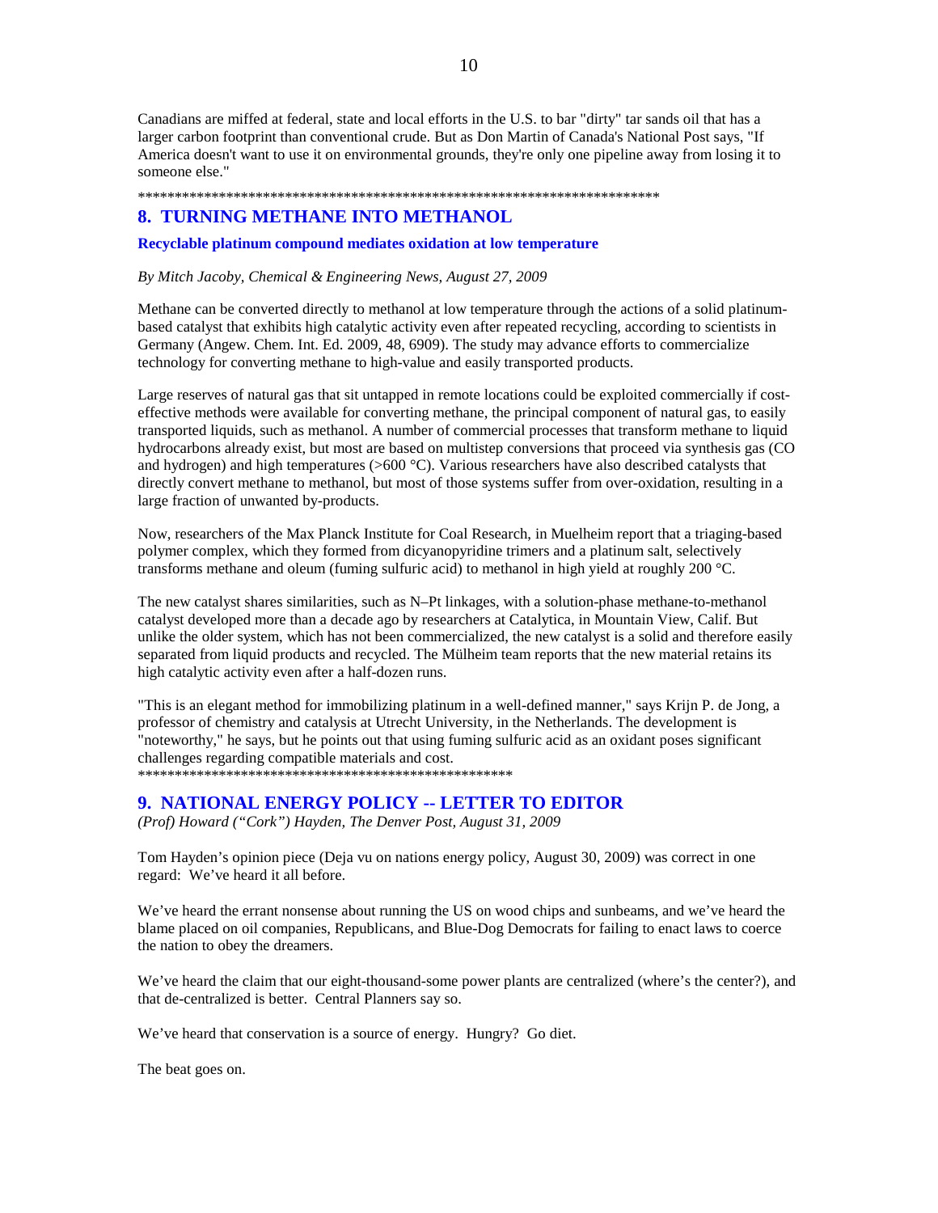Canadians are miffed at federal, state and local efforts in the U.S. to bar "dirty" tar sands oil that has a larger carbon footprint than conventional crude. But as Don Martin of Canada's National Post says, "If America doesn't want to use it on environmental grounds, they're only one pipeline away from losing it to someone else."

\*\*\*\*\*\*\*\*\*\*\*\*\*\*\*\*\*\*\*\*\*\*\*\*\*\*\*\*\*\*\*\*\*\*\*\*\*\*\*\*\*\*\*\*\*\*\*\*\*\*\*\*\*\*\*\*\*\*\*\*\*\*\*\*\*\*\*\*\*\*\*\*\*\*\*\*

## 8. TURNING METHANE INTO METHANOL

**Recyclable platinum compound mediates oxidation at low temperature**

*By Mitch Jacoby, Chemical & Engineering News, August 27, 2009*

Methane can be converted directly to methanol at low temperature through the actions of a solid platinum-based catalyst that exhibits high catalytic activity even after repeated recycling, according to scientists in Germany (Angew. Chem. Int. Ed. 2009, 48, 6909). The study may advance efforts to commercialize technology for converting methane to high-value and easily transported products.

Large reserves of natural gas that sit untapped in remote locations could be exploited commercially if cost-effective methods were available for converting methane, the principal component of natural gas, to easily transported liquids, such as methanol. A number of commercial processes that transform methane to liquid hydrocarbons already exist, but most are based on multistep conversions that proceed via synthesis gas (CO and hydrogen) and high temperatures (>600 °C). Various researchers have also described catalysts that directly convert methane to methanol, but most of those systems suffer from over-oxidation, resulting in a large fraction of unwanted by-products.

Now, researchers of the Max Planck Institute for Coal Research, in Muelheim report that a triaging-based polymer complex, which they formed from dicyanopyridine trimers and a platinum salt, selectively transforms methane and oleum (fuming sulfuric acid) to methanol in high yield at roughly 200 °C.

The new catalyst shares similarities, such as N–Pt linkages, with a solution-phase methane-to-methanol catalyst developed more than a decade ago by researchers at Catalytica, in Mountain View, Calif. But unlike the older system, which has not been commercialized, the new catalyst is a solid and therefore easily separated from liquid products and recycled. The Mülheim team reports that the new material retains its high catalytic activity even after a half-dozen runs.

"This is an elegant method for immobilizing platinum in a well-defined manner," says Krijn P. de Jong, a professor of chemistry and catalysis at Utrecht University, in the Netherlands. The development is "noteworthy," he says, but he points out that using fuming sulfuric acid as an oxidant poses significant challenges regarding compatible materials and cost.

\*\*\*\*\*\*\*\*\*\*\*\*\*\*\*\*\*\*\*\*\*\*\*\*\*\*\*\*\*\*\*\*\*\*\*\*\*\*\*\*\*\*\*\*\*\*\*\*\*\*\*\*\*

## 9. NATIONAL ENERGY POLICY -- LETTER TO EDITOR

*(Prof) Howard ("Cork") Hayden, The Denver Post, August 31, 2009*

Tom Hayden's opinion piece (Deja vu on nations energy policy, August 30, 2009) was correct in one regard: We've heard it all before.

We've heard the errant nonsense about running the US on wood chips and sunbeams, and we've heard the blame placed on oil companies, Republicans, and Blue-Dog Democrats for failing to enact laws to coerce the nation to obey the dreamers.

We've heard the claim that our eight-thousand-some power plants are centralized (where's the center?), and that de-centralized is better. Central Planners say so.

We've heard that conservation is a source of energy. Hungry? Go diet.

The beat goes on.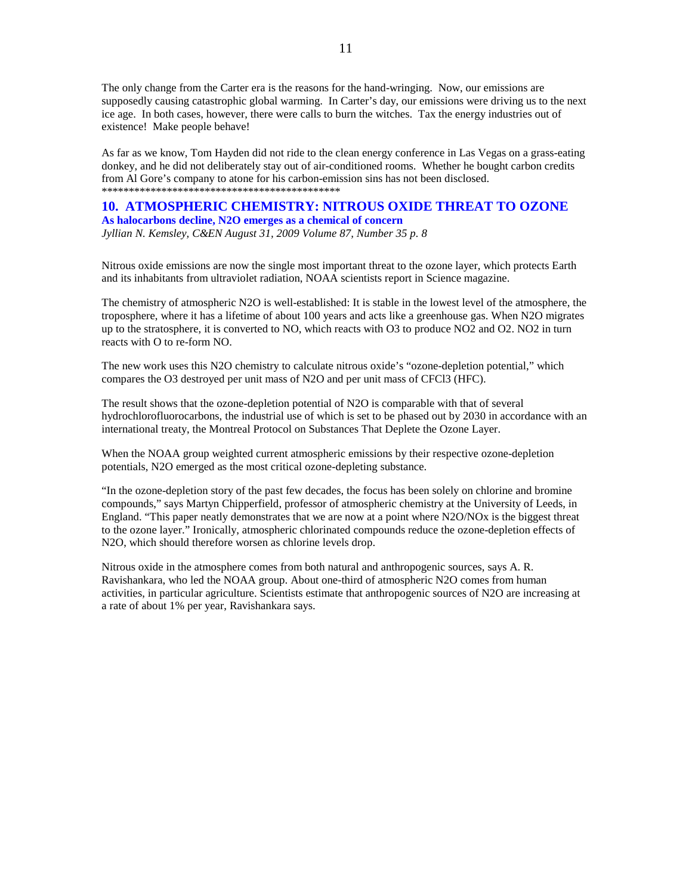The only change from the Carter era is the reasons for the hand-wringing. Now, our emissions are supposedly causing catastrophic global warming. In Carter's day, our emissions were driving us to the next ice age. In both cases, however, there were calls to burn the witches. Tax the energy industries out of existence! Make people behave!

As far as we know, Tom Hayden did not ride to the clean energy conference in Las Vegas on a grass-eating donkey, and he did not deliberately stay out of air-conditioned rooms. Whether he bought carbon credits from Al Gore's company to atone for his carbon-emission sins has not been disclosed.
*******************************************

## 10. ATMOSPHERIC CHEMISTRY: NITROUS OXIDE THREAT TO OZONE

**As halocarbons decline, N2O emerges as a chemical of concern**

*Jyllian N. Kemsley, C&EN August 31, 2009 Volume 87, Number 35 p. 8*

Nitrous oxide emissions are now the single most important threat to the ozone layer, which protects Earth and its inhabitants from ultraviolet radiation, NOAA scientists report in Science magazine.

The chemistry of atmospheric N2O is well-established: It is stable in the lowest level of the atmosphere, the troposphere, where it has a lifetime of about 100 years and acts like a greenhouse gas. When N2O migrates up to the stratosphere, it is converted to NO, which reacts with O3 to produce NO2 and O2. NO2 in turn reacts with O to re-form NO.

The new work uses this N2O chemistry to calculate nitrous oxide's "ozone-depletion potential," which compares the O3 destroyed per unit mass of N2O and per unit mass of CFCl3 (HFC).

The result shows that the ozone-depletion potential of N2O is comparable with that of several hydrochlorofluorocarbons, the industrial use of which is set to be phased out by 2030 in accordance with an international treaty, the Montreal Protocol on Substances That Deplete the Ozone Layer.

When the NOAA group weighted current atmospheric emissions by their respective ozone-depletion potentials, N2O emerged as the most critical ozone-depleting substance.

"In the ozone-depletion story of the past few decades, the focus has been solely on chlorine and bromine compounds," says Martyn Chipperfield, professor of atmospheric chemistry at the University of Leeds, in England. "This paper neatly demonstrates that we are now at a point where N2O/NOx is the biggest threat to the ozone layer." Ironically, atmospheric chlorinated compounds reduce the ozone-depletion effects of N2O, which should therefore worsen as chlorine levels drop.

Nitrous oxide in the atmosphere comes from both natural and anthropogenic sources, says A. R. Ravishankara, who led the NOAA group. About one-third of atmospheric N2O comes from human activities, in particular agriculture. Scientists estimate that anthropogenic sources of N2O are increasing at a rate of about 1% per year, Ravishankara says.